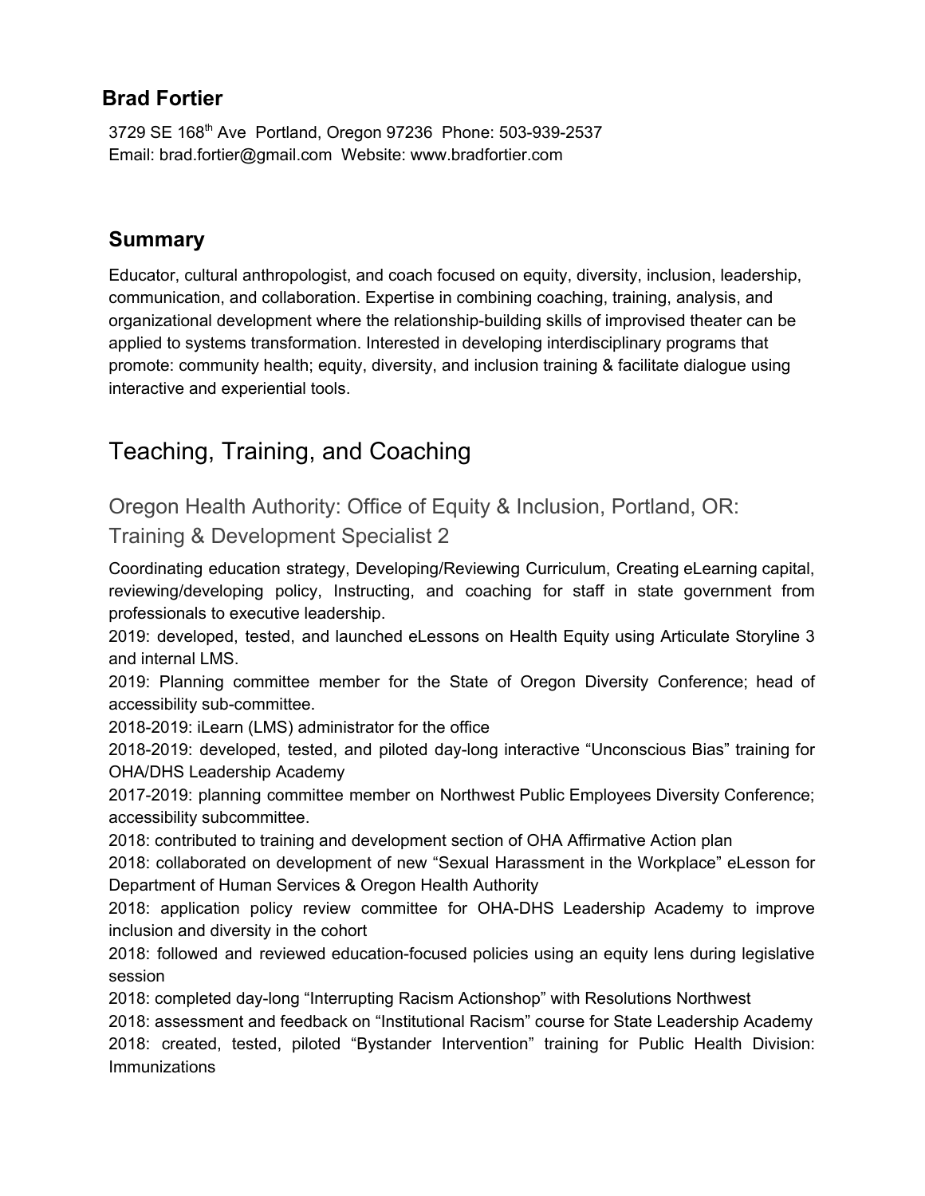# Brad Fortier

3729 SE 168th Ave  Portland, Oregon 97236  Phone: 503-939-2537
Email: brad.fortier@gmail.com  Website: www.bradfortier.com

## Summary

Educator, cultural anthropologist, and coach focused on equity, diversity, inclusion, leadership, communication, and collaboration. Expertise in combining coaching, training, analysis, and organizational development where the relationship-building skills of improvised theater can be applied to systems transformation. Interested in developing interdisciplinary programs that promote: community health; equity, diversity, and inclusion training & facilitate dialogue using interactive and experiential tools.

## Teaching, Training, and Coaching

### Oregon Health Authority: Office of Equity & Inclusion, Portland, OR: Training & Development Specialist 2

Coordinating education strategy, Developing/Reviewing Curriculum, Creating eLearning capital, reviewing/developing policy, Instructing, and coaching for staff in state government from professionals to executive leadership.

2019: developed, tested, and launched eLessons on Health Equity using Articulate Storyline 3 and internal LMS.

2019: Planning committee member for the State of Oregon Diversity Conference; head of accessibility sub-committee.

2018-2019: iLearn (LMS) administrator for the office

2018-2019: developed, tested, and piloted day-long interactive "Unconscious Bias" training for OHA/DHS Leadership Academy

2017-2019: planning committee member on Northwest Public Employees Diversity Conference; accessibility subcommittee.

2018: contributed to training and development section of OHA Affirmative Action plan

2018: collaborated on development of new "Sexual Harassment in the Workplace" eLesson for Department of Human Services & Oregon Health Authority

2018: application policy review committee for OHA-DHS Leadership Academy to improve inclusion and diversity in the cohort

2018: followed and reviewed education-focused policies using an equity lens during legislative session

2018: completed day-long "Interrupting Racism Actionshop" with Resolutions Northwest

2018: assessment and feedback on "Institutional Racism" course for State Leadership Academy

2018: created, tested, piloted "Bystander Intervention" training for Public Health Division: Immunizations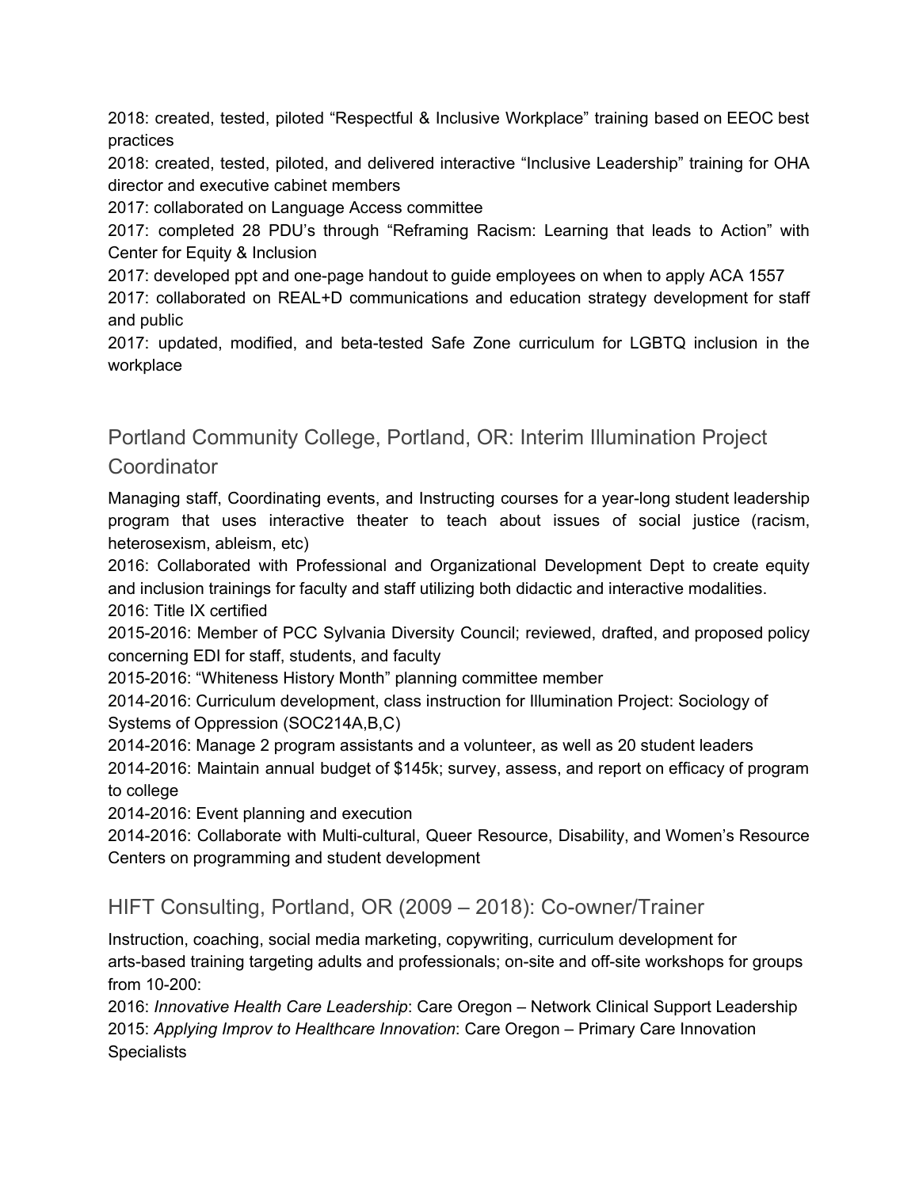2018: created, tested, piloted "Respectful & Inclusive Workplace" training based on EEOC best practices

2018: created, tested, piloted, and delivered interactive "Inclusive Leadership" training for OHA director and executive cabinet members

2017: collaborated on Language Access committee

2017: completed 28 PDU's through "Reframing Racism: Learning that leads to Action" with Center for Equity & Inclusion

2017: developed ppt and one-page handout to guide employees on when to apply ACA 1557

2017: collaborated on REAL+D communications and education strategy development for staff and public

2017: updated, modified, and beta-tested Safe Zone curriculum for LGBTQ inclusion in the workplace

## Portland Community College, Portland, OR: Interim Illumination Project Coordinator

Managing staff, Coordinating events, and Instructing courses for a year-long student leadership program that uses interactive theater to teach about issues of social justice (racism, heterosexism, ableism, etc)

2016: Collaborated with Professional and Organizational Development Dept to create equity and inclusion trainings for faculty and staff utilizing both didactic and interactive modalities.

2016: Title IX certified

2015-2016: Member of PCC Sylvania Diversity Council; reviewed, drafted, and proposed policy concerning EDI for staff, students, and faculty

2015-2016: "Whiteness History Month" planning committee member

2014-2016: Curriculum development, class instruction for Illumination Project: Sociology of Systems of Oppression (SOC214A,B,C)

2014-2016: Manage 2 program assistants and a volunteer, as well as 20 student leaders

2014-2016: Maintain annual budget of $145k; survey, assess, and report on efficacy of program to college

2014-2016: Event planning and execution

2014-2016: Collaborate with Multi-cultural, Queer Resource, Disability, and Women's Resource Centers on programming and student development

## HIFT Consulting, Portland, OR (2009 – 2018): Co-owner/Trainer

Instruction, coaching, social media marketing, copywriting, curriculum development for arts-based training targeting adults and professionals; on-site and off-site workshops for groups from 10-200:

2016: *Innovative Health Care Leadership*: Care Oregon – Network Clinical Support Leadership

2015: *Applying Improv to Healthcare Innovation*: Care Oregon – Primary Care Innovation Specialists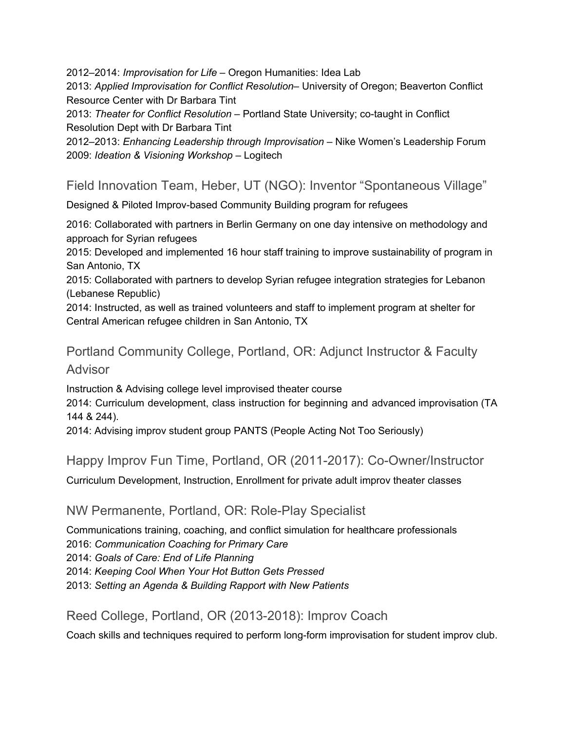2012–2014: *Improvisation for Life* – Oregon Humanities: Idea Lab
2013: *Applied Improvisation for Conflict Resolution*– University of Oregon; Beaverton Conflict Resource Center with Dr Barbara Tint
2013: *Theater for Conflict Resolution* – Portland State University; co-taught in Conflict Resolution Dept with Dr Barbara Tint
2012–2013: *Enhancing Leadership through Improvisation* – Nike Women's Leadership Forum
2009: *Ideation & Visioning Workshop* – Logitech

## Field Innovation Team, Heber, UT (NGO): Inventor "Spontaneous Village"

Designed & Piloted Improv-based Community Building program for refugees

2016: Collaborated with partners in Berlin Germany on one day intensive on methodology and approach for Syrian refugees
2015: Developed and implemented 16 hour staff training to improve sustainability of program in San Antonio, TX
2015: Collaborated with partners to develop Syrian refugee integration strategies for Lebanon (Lebanese Republic)
2014: Instructed, as well as trained volunteers and staff to implement program at shelter for Central American refugee children in San Antonio, TX

## Portland Community College, Portland, OR: Adjunct Instructor & Faculty Advisor

Instruction & Advising college level improvised theater course
2014: Curriculum development, class instruction for beginning and advanced improvisation (TA 144 & 244).
2014: Advising improv student group PANTS (People Acting Not Too Seriously)

## Happy Improv Fun Time, Portland, OR (2011-2017): Co-Owner/Instructor

Curriculum Development, Instruction, Enrollment for private adult improv theater classes

## NW Permanente, Portland, OR: Role-Play Specialist

Communications training, coaching, and conflict simulation for healthcare professionals
2016: *Communication Coaching for Primary Care*
2014: *Goals of Care: End of Life Planning*
2014: *Keeping Cool When Your Hot Button Gets Pressed*
2013: *Setting an Agenda & Building Rapport with New Patients*

## Reed College, Portland, OR (2013-2018): Improv Coach

Coach skills and techniques required to perform long-form improvisation for student improv club.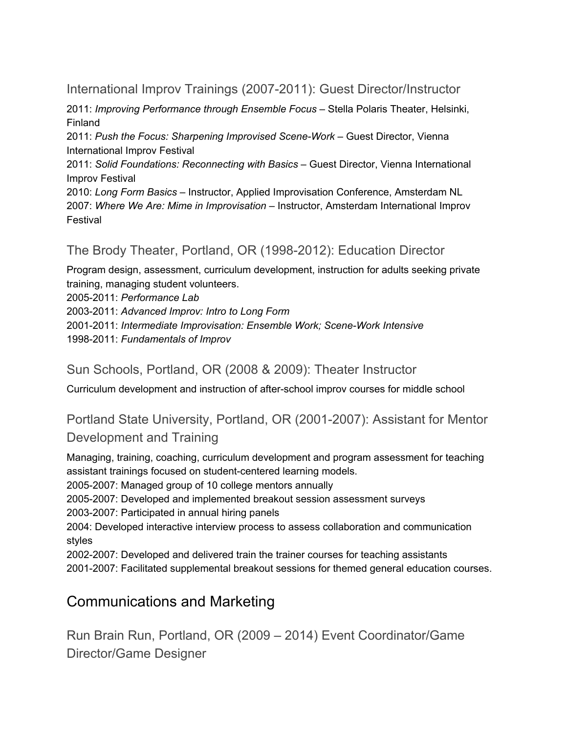### International Improv Trainings (2007-2011): Guest Director/Instructor

2011: *Improving Performance through Ensemble Focus* – Stella Polaris Theater, Helsinki, Finland
2011: *Push the Focus: Sharpening Improvised Scene-Work* – Guest Director, Vienna International Improv Festival
2011: *Solid Foundations: Reconnecting with Basics* – Guest Director, Vienna International Improv Festival
2010: *Long Form Basics* – Instructor, Applied Improvisation Conference, Amsterdam NL
2007: *Where We Are: Mime in Improvisation* – Instructor, Amsterdam International Improv Festival

### The Brody Theater, Portland, OR (1998-2012): Education Director

Program design, assessment, curriculum development, instruction for adults seeking private training, managing student volunteers.
2005-2011: *Performance Lab*
2003-2011: *Advanced Improv: Intro to Long Form*
2001-2011: *Intermediate Improvisation: Ensemble Work; Scene-Work Intensive*
1998-2011: *Fundamentals of Improv*

### Sun Schools, Portland, OR (2008 & 2009): Theater Instructor

Curriculum development and instruction of after-school improv courses for middle school

### Portland State University, Portland, OR (2001-2007): Assistant for Mentor Development and Training

Managing, training, coaching, curriculum development and program assessment for teaching assistant trainings focused on student-centered learning models.
2005-2007: Managed group of 10 college mentors annually
2005-2007: Developed and implemented breakout session assessment surveys
2003-2007: Participated in annual hiring panels
2004: Developed interactive interview process to assess collaboration and communication styles
2002-2007: Developed and delivered train the trainer courses for teaching assistants
2001-2007: Facilitated supplemental breakout sessions for themed general education courses.

## Communications and Marketing

### Run Brain Run, Portland, OR (2009 – 2014) Event Coordinator/Game Director/Game Designer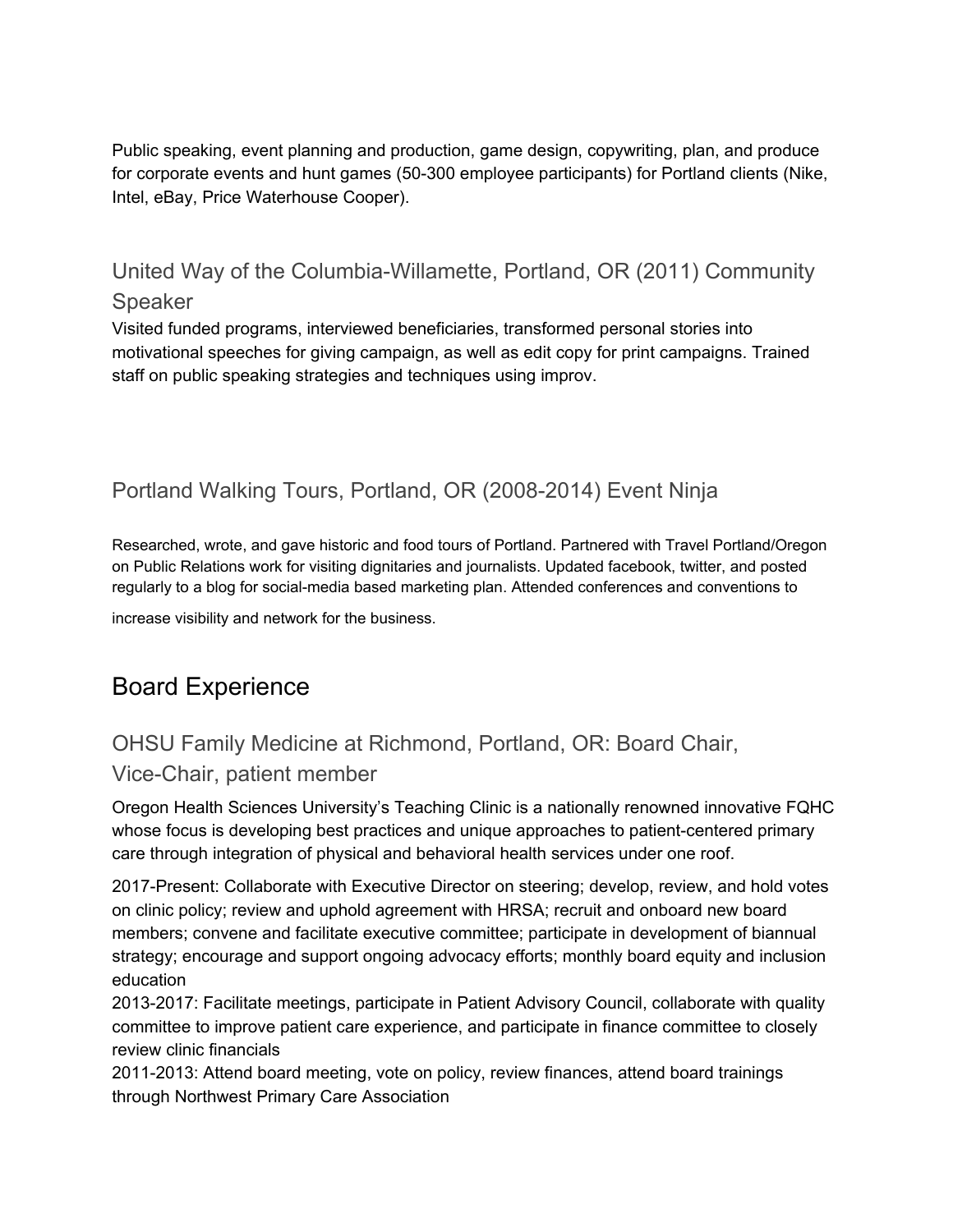Public speaking, event planning and production, game design, copywriting, plan, and produce for corporate events and hunt games (50-300 employee participants) for Portland clients (Nike, Intel, eBay, Price Waterhouse Cooper).

### United Way of the Columbia-Willamette, Portland, OR (2011) Community Speaker

Visited funded programs, interviewed beneficiaries, transformed personal stories into motivational speeches for giving campaign, as well as edit copy for print campaigns. Trained staff on public speaking strategies and techniques using improv.

### Portland Walking Tours, Portland, OR (2008-2014) Event Ninja

Researched, wrote, and gave historic and food tours of Portland. Partnered with Travel Portland/Oregon on Public Relations work for visiting dignitaries and journalists. Updated facebook, twitter, and posted regularly to a blog for social-media based marketing plan. Attended conferences and conventions to increase visibility and network for the business.

## Board Experience

### OHSU Family Medicine at Richmond, Portland, OR: Board Chair, Vice-Chair, patient member

Oregon Health Sciences University's Teaching Clinic is a nationally renowned innovative FQHC whose focus is developing best practices and unique approaches to patient-centered primary care through integration of physical and behavioral health services under one roof.

2017-Present: Collaborate with Executive Director on steering; develop, review, and hold votes on clinic policy; review and uphold agreement with HRSA; recruit and onboard new board members; convene and facilitate executive committee; participate in development of biannual strategy; encourage and support ongoing advocacy efforts; monthly board equity and inclusion education
2013-2017: Facilitate meetings, participate in Patient Advisory Council, collaborate with quality committee to improve patient care experience, and participate in finance committee to closely review clinic financials
2011-2013: Attend board meeting, vote on policy, review finances, attend board trainings through Northwest Primary Care Association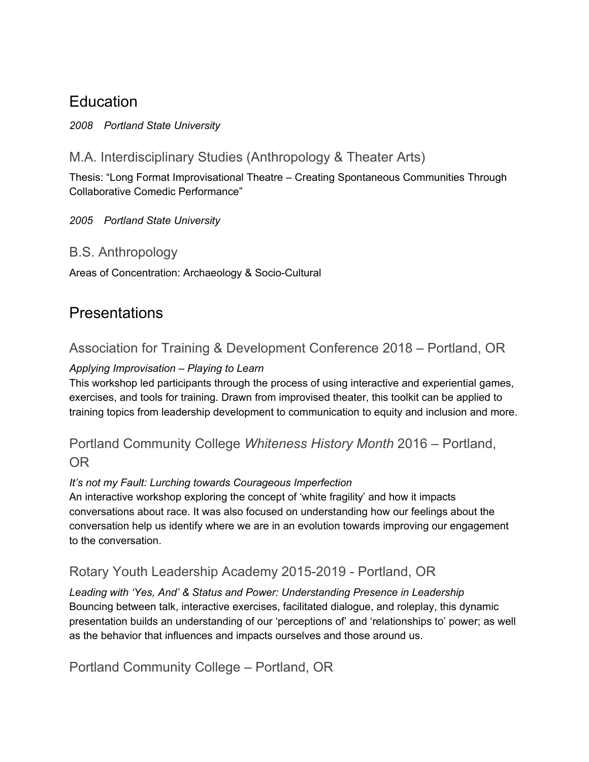# Education

*2008 Portland State University*

## M.A. Interdisciplinary Studies (Anthropology & Theater Arts)

Thesis: “Long Format Improvisational Theatre – Creating Spontaneous Communities Through Collaborative Comedic Performance”

*2005 Portland State University*

## B.S. Anthropology

Areas of Concentration: Archaeology & Socio-Cultural

# Presentations

## Association for Training & Development Conference 2018 – Portland, OR

*Applying Improvisation – Playing to Learn*
This workshop led participants through the process of using interactive and experiential games, exercises, and tools for training. Drawn from improvised theater, this toolkit can be applied to training topics from leadership development to communication to equity and inclusion and more.

## Portland Community College *Whiteness History Month* 2016 – Portland, OR

*It’s not my Fault: Lurching towards Courageous Imperfection*
An interactive workshop exploring the concept of ‘white fragility’ and how it impacts conversations about race. It was also focused on understanding how our feelings about the conversation help us identify where we are in an evolution towards improving our engagement to the conversation.

## Rotary Youth Leadership Academy 2015-2019 - Portland, OR

*Leading with ‘Yes, And’ & Status and Power: Understanding Presence in Leadership*
Bouncing between talk, interactive exercises, facilitated dialogue, and roleplay, this dynamic presentation builds an understanding of our ‘perceptions of’ and ‘relationships to’ power; as well as the behavior that influences and impacts ourselves and those around us.

## Portland Community College – Portland, OR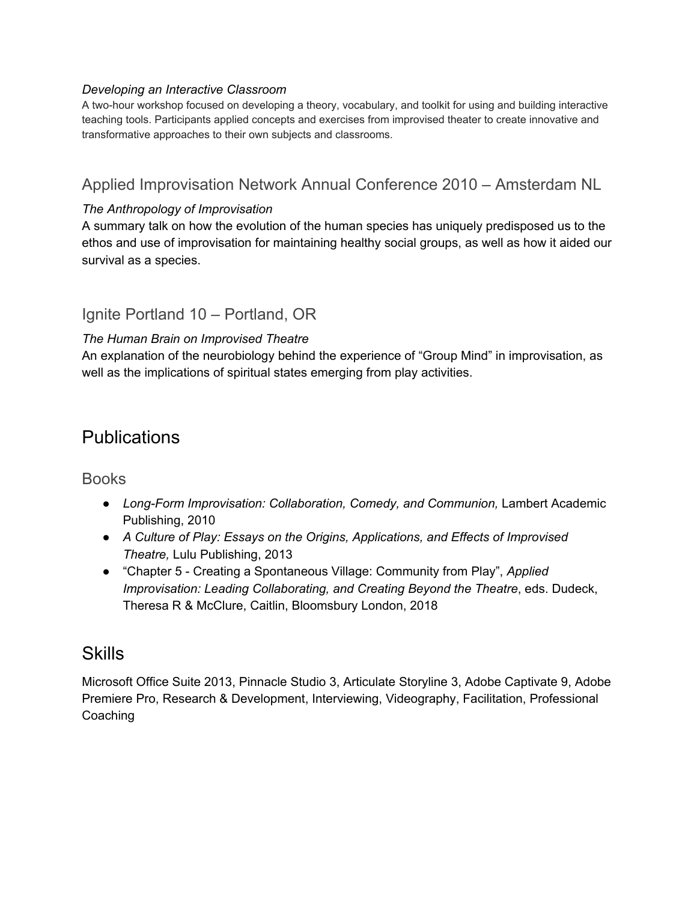*Developing an Interactive Classroom*

A two-hour workshop focused on developing a theory, vocabulary, and toolkit for using and building interactive teaching tools. Participants applied concepts and exercises from improvised theater to create innovative and transformative approaches to their own subjects and classrooms.

### Applied Improvisation Network Annual Conference 2010 – Amsterdam NL

*The Anthropology of Improvisation*

A summary talk on how the evolution of the human species has uniquely predisposed us to the ethos and use of improvisation for maintaining healthy social groups, as well as how it aided our survival as a species.

### Ignite Portland 10 – Portland, OR

*The Human Brain on Improvised Theatre*

An explanation of the neurobiology behind the experience of "Group Mind" in improvisation, as well as the implications of spiritual states emerging from play activities.

## Publications

### Books

- *Long-Form Improvisation: Collaboration, Comedy, and Communion,* Lambert Academic Publishing, 2010
- *A Culture of Play: Essays on the Origins, Applications, and Effects of Improvised Theatre,* Lulu Publishing, 2013
- "Chapter 5 - Creating a Spontaneous Village: Community from Play", *Applied Improvisation: Leading Collaborating, and Creating Beyond the Theatre*, eds. Dudeck, Theresa R & McClure, Caitlin, Bloomsbury London, 2018

## Skills

Microsoft Office Suite 2013, Pinnacle Studio 3, Articulate Storyline 3, Adobe Captivate 9, Adobe Premiere Pro, Research & Development, Interviewing, Videography, Facilitation, Professional Coaching